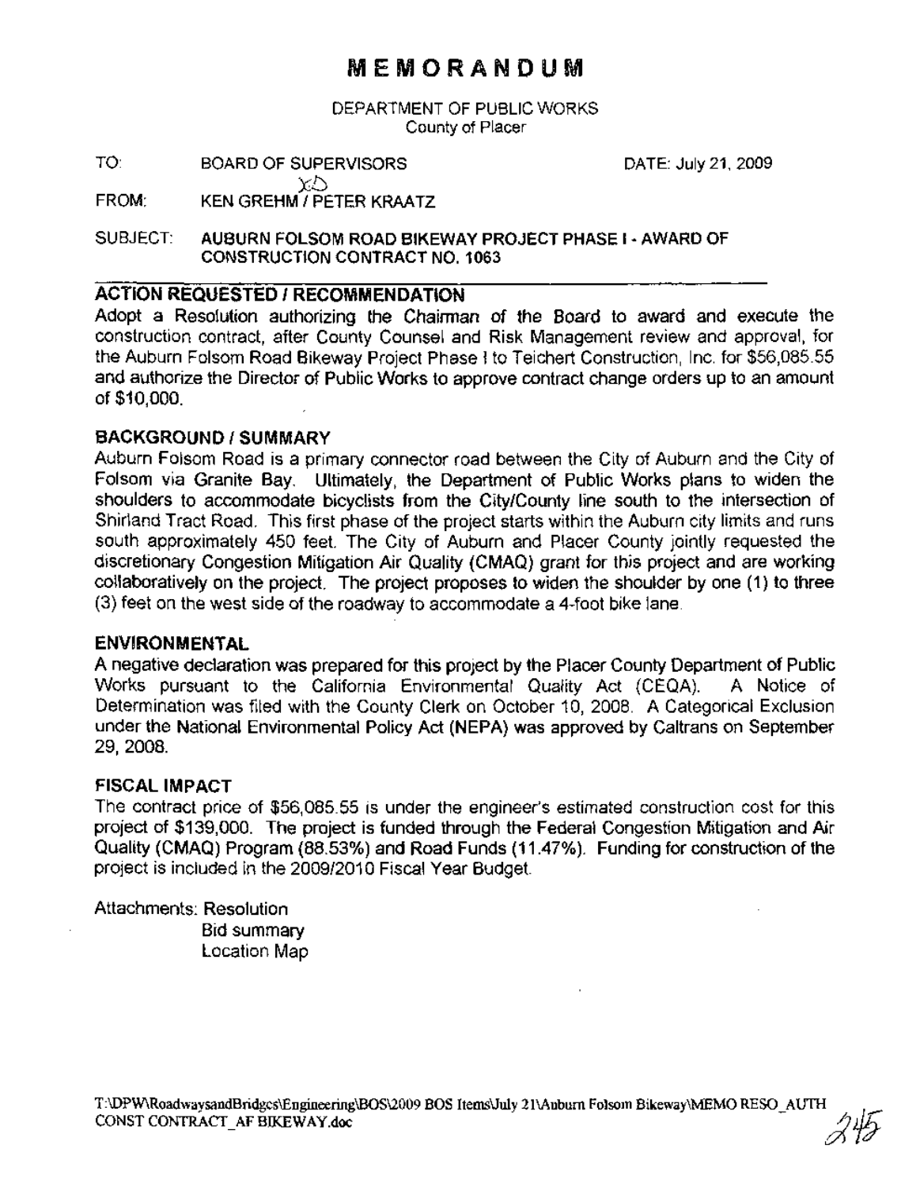# MEMORANDUM

DEPARTMENT OF PUBLIC WORKS
County of Placer

TO: BOARD OF SUPERVISORS    DATE: July 21, 2009

FROM: KEN GREHM / PETER KRAATZ

SUBJECT: **AUBURN FOLSOM ROAD BIKEWAY PROJECT PHASE I - AWARD OF CONSTRUCTION CONTRACT NO. 1063**

## ACTION REQUESTED / RECOMMENDATION

Adopt a Resolution authorizing the Chairman of the Board to award and execute the construction contract, after County Counsel and Risk Management review and approval, for the Auburn Folsom Road Bikeway Project Phase I to Teichert Construction, Inc. for $56,085.55 and authorize the Director of Public Works to approve contract change orders up to an amount of $10,000.

## BACKGROUND / SUMMARY

Auburn Folsom Road is a primary connector road between the City of Auburn and the City of Folsom via Granite Bay. Ultimately, the Department of Public Works plans to widen the shoulders to accommodate bicyclists from the City/County line south to the intersection of Shirland Tract Road. This first phase of the project starts within the Auburn city limits and runs south approximately 450 feet. The City of Auburn and Placer County jointly requested the discretionary Congestion Mitigation Air Quality (CMAQ) grant for this project and are working collaboratively on the project. The project proposes to widen the shoulder by one (1) to three (3) feet on the west side of the roadway to accommodate a 4-foot bike lane.

## ENVIRONMENTAL

A negative declaration was prepared for this project by the Placer County Department of Public Works pursuant to the California Environmental Quality Act (CEQA). A Notice of Determination was filed with the County Clerk on October 10, 2008. A Categorical Exclusion under the National Environmental Policy Act (NEPA) was approved by Caltrans on September 29, 2008.

## FISCAL IMPACT

The contract price of $56,085.55 is under the engineer's estimated construction cost for this project of $139,000. The project is funded through the Federal Congestion Mitigation and Air Quality (CMAQ) Program (88.53%) and Road Funds (11.47%). Funding for construction of the project is included in the 2009/2010 Fiscal Year Budget.

Attachments: Resolution
Bid summary
Location Map

T:\DPW\RoadwaysandBridges\Engineering\BOS\2009 BOS Items\July 21\Auburn Folsom Bikeway\MEMO RESO_AUTH CONST CONTRACT_AF BIKEWAY.doc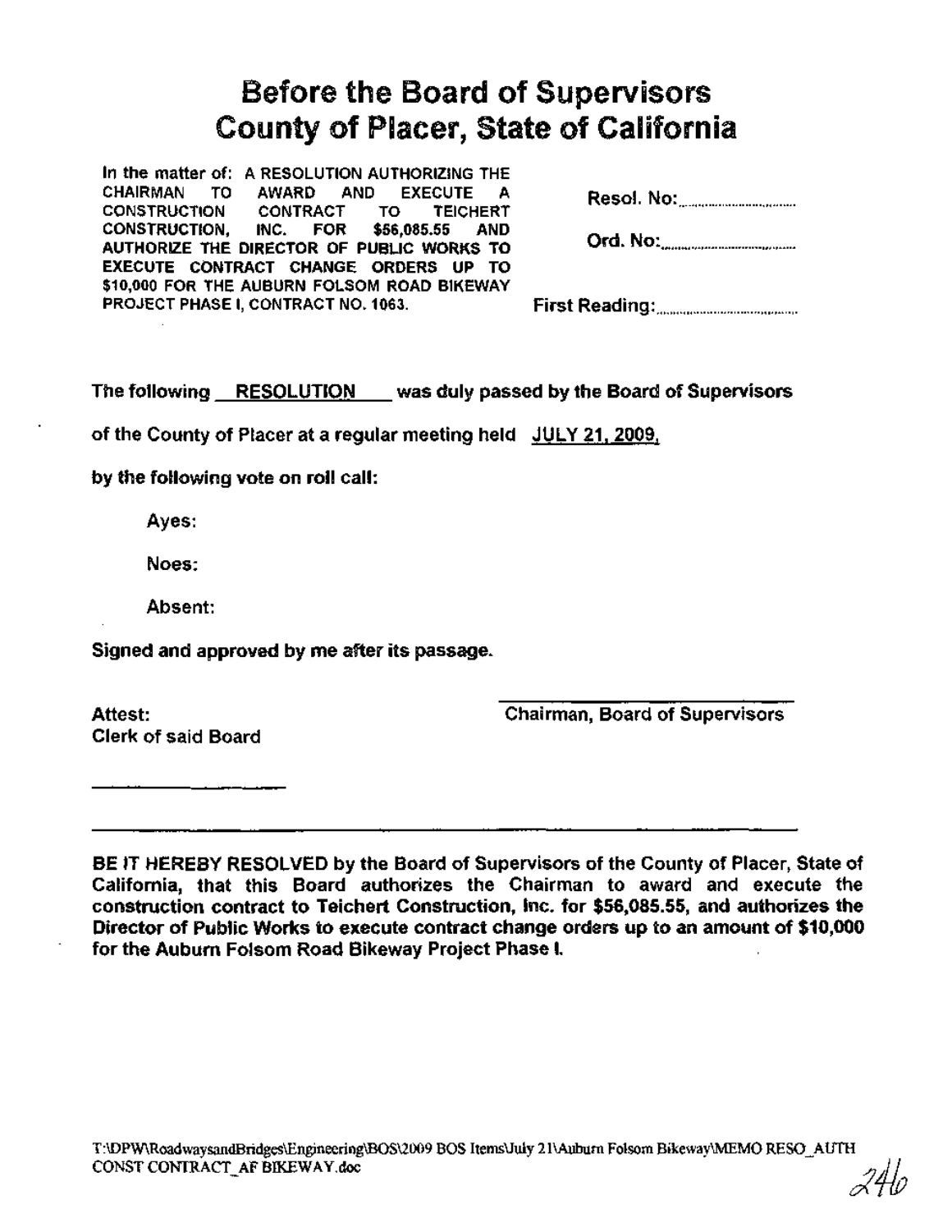# Before the Board of Supervisors
# County of Placer, State of California

In the matter of: A RESOLUTION AUTHORIZING THE CHAIRMAN TO AWARD AND EXECUTE A CONSTRUCTION CONTRACT TO TEICHERT CONSTRUCTION, INC. FOR $56,085.55 AND AUTHORIZE THE DIRECTOR OF PUBLIC WORKS TO EXECUTE CONTRACT CHANGE ORDERS UP TO $10,000 FOR THE AUBURN FOLSOM ROAD BIKEWAY PROJECT PHASE I, CONTRACT NO. 1063.

Resol. No:..............................

Ord. No:..............................

First Reading:..............................

**The following RESOLUTION was duly passed by the Board of Supervisors of the County of Placer at a regular meeting held JULY 21, 2009, by the following vote on roll call:**

**Ayes:**

**Noes:**

**Absent:**

**Signed and approved by me after its passage.**

**Chairman, Board of Supervisors**

**Attest:**
**Clerk of said Board**

---

**BE IT HEREBY RESOLVED by the Board of Supervisors of the County of Placer, State of California, that this Board authorizes the Chairman to award and execute the construction contract to Teichert Construction, Inc. for $56,085.55, and authorizes the Director of Public Works to execute contract change orders up to an amount of $10,000 for the Auburn Folsom Road Bikeway Project Phase I.**

T:\DPW\RoadwaysandBridges\Engineering\BOS\2009 BOS Items\July 21\Auburn Folsom Bikeway\MEMO RESO_AUTH CONST CONTRACT_AF BIKEWAY.doc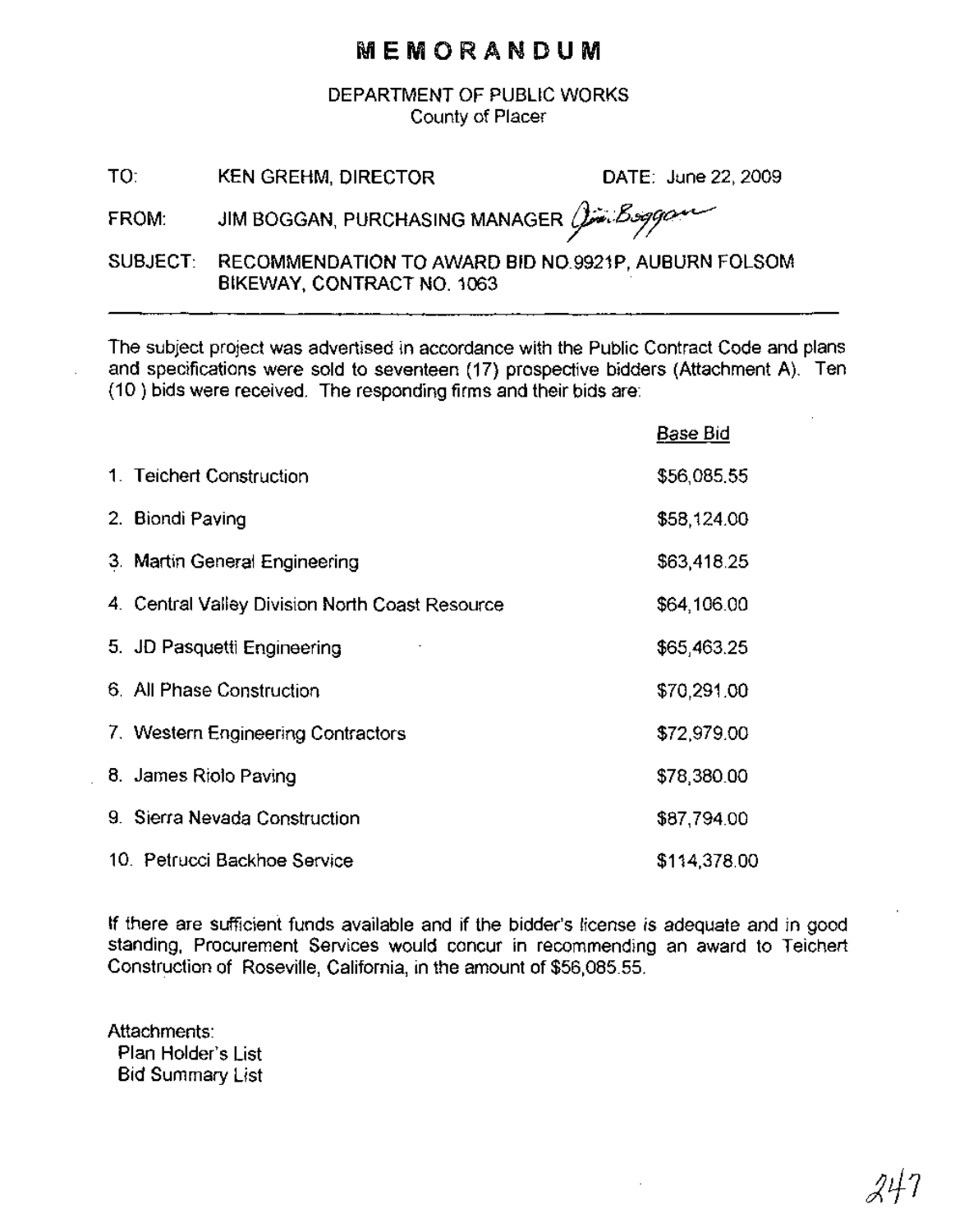# MEMORANDUM

DEPARTMENT OF PUBLIC WORKS
County of Placer

TO: KEN GREHM, DIRECTOR DATE: June 22, 2009

FROM: JIM BOGGAN, PURCHASING MANAGER *Jim Boggan*

SUBJECT: RECOMMENDATION TO AWARD BID NO.9921P, AUBURN FOLSOM BIKEWAY, CONTRACT NO. 1063

---

The subject project was advertised in accordance with the Public Contract Code and plans and specifications were sold to seventeen (17) prospective bidders (Attachment A). Ten (10 ) bids were received. The responding firms and their bids are:

| | Base Bid |
|---|---|
| 1. Teichert Construction | $56,085.55 |
| 2. Biondi Paving | $58,124.00 |
| 3. Martin General Engineering | $63,418.25 |
| 4. Central Valley Division North Coast Resource | $64,106.00 |
| 5. JD Pasquetti Engineering | $65,463.25 |
| 6. All Phase Construction | $70,291.00 |
| 7. Western Engineering Contractors | $72,979.00 |
| 8. James Riolo Paving | $78,380.00 |
| 9. Sierra Nevada Construction | $87,794.00 |
| 10. Petrucci Backhoe Service | $114,378.00 |

If there are sufficient funds available and if the bidder's license is adequate and in good standing, Procurement Services would concur in recommending an award to Teichert Construction of Roseville, California, in the amount of $56,085.55.

Attachments:
Plan Holder's List
Bid Summary List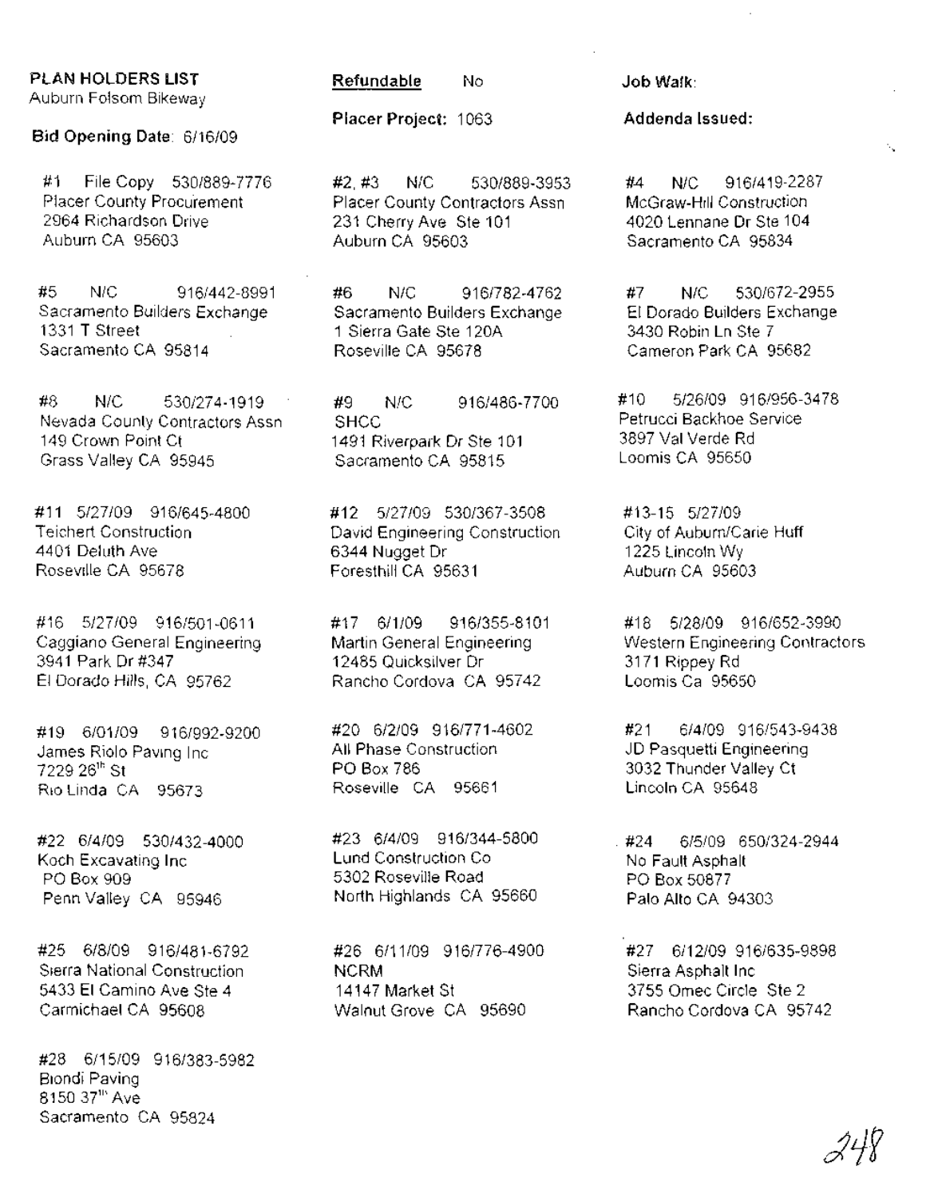**PLAN HOLDERS LIST**
Auburn Folsom Bikeway

**Bid Opening Date**: 6/16/09

**Refundable** No

**Placer Project:** 1063

**Job Walk:**

**Addenda Issued:**

#1 File Copy 530/889-7776
Placer County Procurement
2964 Richardson Drive
Auburn CA 95603

#2, #3 N/C 530/889-3953
Placer County Contractors Assn
231 Cherry Ave Ste 101
Auburn CA 95603

#4 N/C 916/419-2287
McGraw-Hill Construction
4020 Lennane Dr Ste 104
Sacramento CA 95834

#5 N/C 916/442-8991
Sacramento Builders Exchange
1331 T Street
Sacramento CA 95814

#6 N/C 916/782-4762
Sacramento Builders Exchange
1 Sierra Gate Ste 120A
Roseville CA 95678

#7 N/C 530/672-2955
El Dorado Builders Exchange
3430 Robin Ln Ste 7
Cameron Park CA 95682

#8 N/C 530/274-1919
Nevada County Contractors Assn
149 Crown Point Ct
Grass Valley CA 95945

#9 N/C 916/486-7700
SHCC
1491 Riverpark Dr Ste 101
Sacramento CA 95815

#10 5/26/09 916/956-3478
Petrucci Backhoe Service
3897 Val Verde Rd
Loomis CA 95650

#11 5/27/09 916/645-4800
Teichert Construction
4401 Deluth Ave
Roseville CA 95678

#12 5/27/09 530/367-3508
David Engineering Construction
6344 Nugget Dr
Foresthill CA 95631

#13-15 5/27/09
City of Auburn/Carie Huff
1225 Lincoln Wy
Auburn CA 95603

#16 5/27/09 916/501-0611
Caggiano General Engineering
3941 Park Dr #347
El Dorado Hills, CA 95762

#17 6/1/09 916/355-8101
Martin General Engineering
12485 Quicksilver Dr
Rancho Cordova CA 95742

#18 5/28/09 916/652-3990
Western Engineering Contractors
3171 Rippey Rd
Loomis Ca 95650

#19 6/01/09 916/992-9200
James Riolo Paving Inc
7229 26th St
Rio Linda CA 95673

#20 6/2/09 916/771-4602
All Phase Construction
PO Box 786
Roseville CA 95661

#21 6/4/09 916/543-9438
JD Pasquetti Engineering
3032 Thunder Valley Ct
Lincoln CA 95648

#22 6/4/09 530/432-4000
Koch Excavating Inc
PO Box 909
Penn Valley CA 95946

#23 6/4/09 916/344-5800
Lund Construction Co
5302 Roseville Road
North Highlands CA 95660

#24 6/5/09 650/324-2944
No Fault Asphalt
PO Box 50877
Palo Alto CA 94303

#25 6/8/09 916/481-6792
Sierra National Construction
5433 El Camino Ave Ste 4
Carmichael CA 95608

#26 6/11/09 916/776-4900
NCRM
14147 Market St
Walnut Grove CA 95690

#27 6/12/09 916/635-9898
Sierra Asphalt Inc
3755 Omec Circle Ste 2
Rancho Cordova CA 95742

#28 6/15/09 916/383-5982
Biondi Paving
8150 37th Ave
Sacramento CA 95824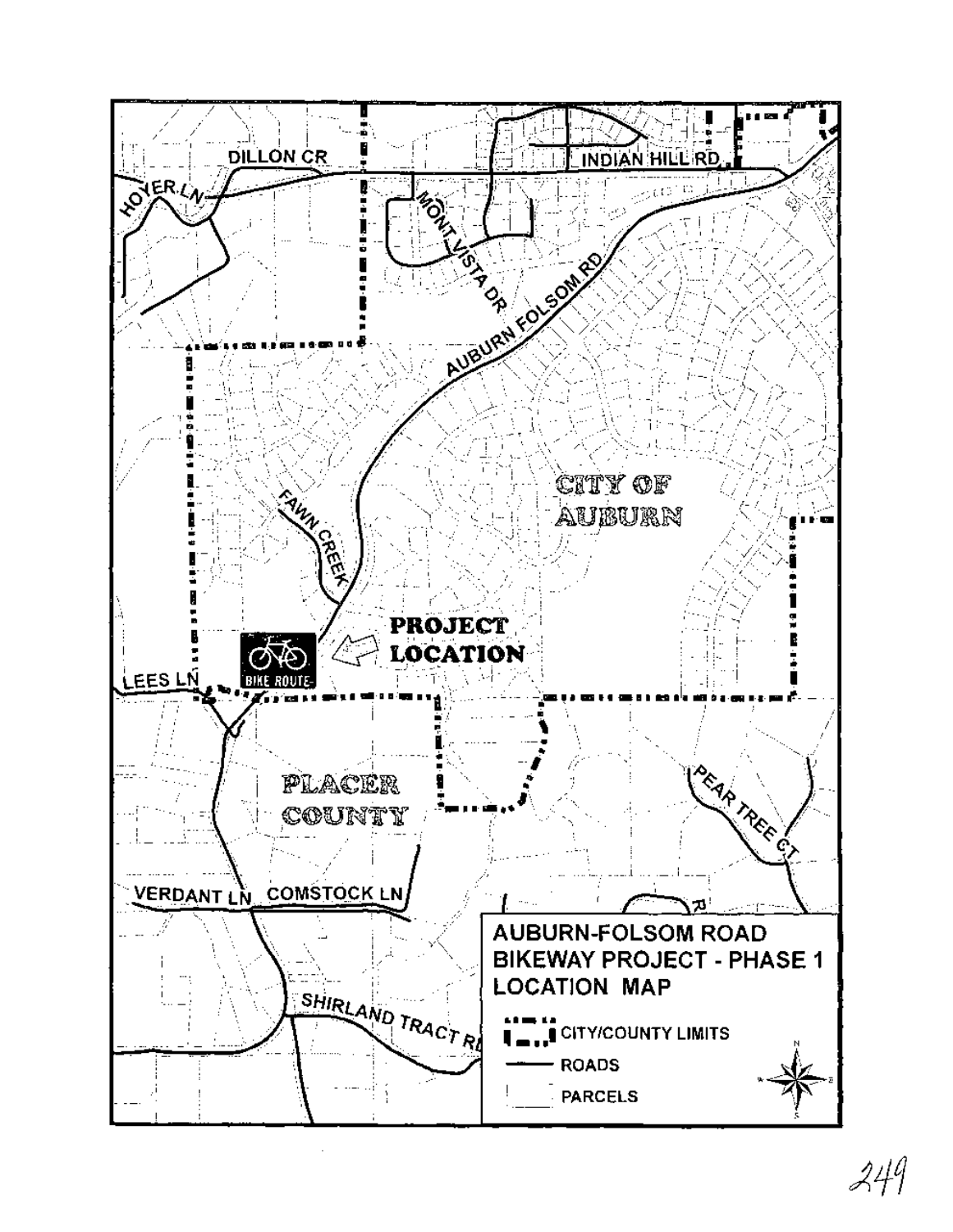# AUBURN-FOLSOM ROAD BIKEWAY PROJECT - PHASE 1 LOCATION MAP

DILLON CR

HOYER LN

INDIAN HILL RD

MONT VISTA DR

AUBURN FOLSOM RD

FAWN CREEK

CITY OF AUBURN

PROJECT LOCATION

BIKE ROUTE

LEES LN

PLACER COUNTY

PEAR TREE CT

VERDANT LN

COMSTOCK LN

SHIRLAND TRACT RD

CITY/COUNTY LIMITS

ROADS

PARCELS